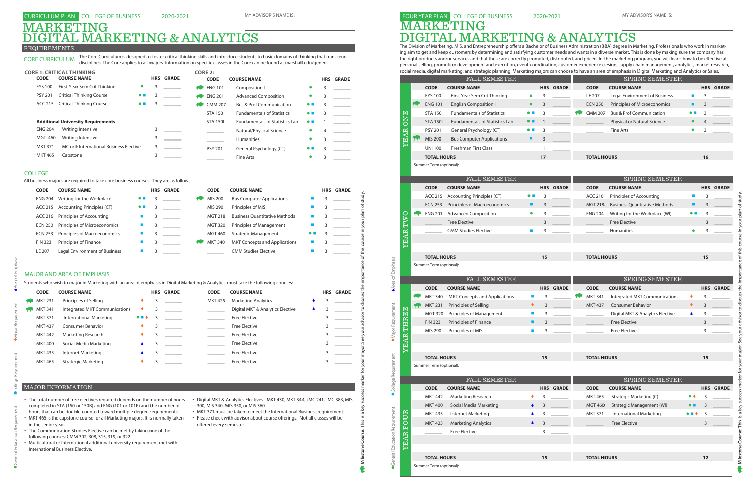# CURRICULUM PLAN — COLLEGE OF BUSINESS — 2020-2021

MY ADVISOR'S NAME IS: ____________________

# MARKETING
# DIGITAL MARKETING & ANALYTICS

## REQUIREMENTS

**CORE CURRICULUM** The Core Curriculum is designed to foster critical thinking skills and introduce students to basic domains of thinking that transcend disciplines. The Core applies to all majors. Information on specific classes in the Core can be found at marshall.edu/gened.

### CORE 1: CRITICAL THINKING

| CODE | COURSE NAME | | HRS | GRADE |
|---|---|---|---|---|
| FYS 100 | First-Year Sem Crit Thinking | ● | 3 | ______ |
| PSY 201 | Critical Thinking Course | ● ■ | 3 | ______ |
| ACC 215 | Critical Thinking Course | ● ■ | 3 | ______ |

**Additional University Requirements**

| CODE | COURSE NAME | HRS | GRADE |
|---|---|---|---|
| ENG 204 | Writing Intensive | 3 | ______ |
| MGT 460 | Writing Intensive | 3 | ______ |
| MKT 371 | MC or I: International Business Elective | 3 | ______ |
| MKT 465 | Capstone | 3 | ______ |

### CORE 2:

| CODE | COURSE NAME | | HRS | GRADE |
|---|---|---|---|---|
| ENG 101 | Composition I | ● | 3 | ______ |
| ENG 201 | Advanced Composition | ● | 3 | ______ |
| CMM 207 | Bus & Prof Communication | ● ■ | 3 | ______ |
| STA 150 | Fundamentals of Statistics | ● ■ | 3 | ______ |
| STA 150L | Fundamentals of Statistics Lab | ● ■ | 1 | ______ |
| ______ | Natural/Physical Science | ● | 4 | ______ |
| ______ | Humanities | ● | 3 | ______ |
| PSY 201 | General Psychology (CT) | ● ■ | 3 | ______ |
| ______ | Fine Arts | ● | 3 | ______ |

## COLLEGE

All business majors are required to take core business courses. They are as follows:

| CODE | COURSE NAME | | HRS | GRADE |
|---|---|---|---|---|
| ENG 204 | Writing for the Workplace | ● ■ | 3 | ______ |
| ACC 215 | Accounting Principles (CT) | ● ■ | 3 | ______ |
| ACC 216 | Principles of Accounting | ■ | 3 | ______ |
| ECN 250 | Principles of Microeconomics | ■ | 3 | ______ |
| ECN 253 | Principles of Macroeconomics | ■ | 3 | ______ |
| FIN 323 | Principles of Finance | ■ | 3 | ______ |
| LE 207 | Legal Environment of Business | ■ | 3 | ______ |
| MIS 200 | Bus Computer Applications | ■ | 3 | ______ |
| MIS 290 | Principles of MIS | ■ | 3 | ______ |
| MGT 218 | Business Quantitative Methods | ■ | 3 | ______ |
| MGT 320 | Principles of Management | ■ | 3 | ______ |
| MGT 460 | Strategic Management | ● ■ | 3 | ______ |
| MKT 340 | MKT Concepts and Applications | ■ | 3 | ______ |
| ______ | CMM Studies Elective | ■ | 3 | ______ |

## MAJOR AND AREA OF EMPHASIS

Students who wish to major in Marketing with an area of emphasis in Digital Marketing & Analytics must take the following courses:

| CODE | COURSE NAME | | HRS | GRADE |
|---|---|---|---|---|
| MKT 231 | Principles of Selling | ♦ | 3 | ______ |
| MKT 341 | Integrated MKT Communications | ♦ | 3 | ______ |
| MKT 371 | International Marketing | ● ■ ♦ | 3 | ______ |
| MKT 437 | Consumer Behavior | ♦ | 3 | ______ |
| MKT 442 | Marketing Research | ♦ | 3 | ______ |
| MKT 400 | Social Media Marketing | ♦ | 3 | ______ |
| MKT 435 | Internet Marketing | ♦ | 3 | ______ |
| MKT 465 | Strategic Marketing | ♦ | 3 | ______ |
| MKT 425 | Marketing Analytics | ♦ | 3 | ______ |
| ______ | Digital MKT & Analytics Elective | ♦ | 3 | ______ |
| ______ | Free Elective | | 3 | ______ |
| ______ | Free Elective | | 3 | ______ |
| ______ | Free Elective | | 3 | ______ |
| ______ | Free Elective | | 3 | ______ |
| ______ | Free Elective | | 3 | ______ |
| ______ | Free Elective | | 3 | ______ |
| ______ | Free Elective | | 3 | ______ |

## MAJOR INFORMATION

- The total number of free electives required depends on the number of hours completed in STA (150 or 150B) and ENG (101 or 101P) and the number of hours that can be double-counted toward multiple degree requirements.
- MKT 465 is the capstone course for all Marketing majors. It is normally taken in the senior year.
- The Communication Studies Elective can be met by taking one of the following courses: CMM 302, 308, 315, 319, or 322.
- Multicultural or International additional university requirement met with International Business Elective.
- Digital MKT & Analytics Electives - MKT 430, MKT 344, JMC 241, JMC 383, MIS 300, MIS 340, MIS 350, or MIS 360.
- MKT 371 must be taken to meet the International Business requirement.
- Please check with advisor about course offerings. Not all classes will be offered every semester.

● General Education Requirement ■ College Requirement ♦ Major Requirement ♦ Area of Emphasis

**Milestone Course:** This is a key success marker for your major. See your advisor to discuss the importance of this course in your plan of study.

# FOUR YEAR PLAN — COLLEGE OF BUSINESS — 2020-2021

MY ADVISOR'S NAME IS: ____________________

# MARKETING
# DIGITAL MARKETING & ANALYTICS

The Division of Marketing, MIS, and Entrepreneurship offers a Bachelor of Business Administration (BBA) degree in Marketing. Professionals who work in marketing aim to get and keep customers by determining and satisfying customer needs and wants in a diverse market. This is done by making sure the company has the right products and/or services and that these are correctly promoted, distributed, and priced. In the marketing program, you will learn how to be effective at personal selling, promotion development and execution, event coordination, customer experience design, supply chain management, analytics, market research, social media, digital marketing, and strategic planning. Marketing majors can choose to have an area of emphasis in Digital Marketing and Analytics or Sales.

### YEAR ONE

| FALL SEMESTER | | | | | SPRING SEMESTER | | | | |
|---|---|---|---|---|---|---|---|---|---|
| CODE | COURSE NAME | | HRS | GRADE | CODE | COURSE NAME | | HRS | GRADE |
| FYS 100 | First Year Sem Crit Thinking | ● | 3 | ______ | LE 207 | Legal Environment of Business | ■ | 3 | ______ |
| ENG 101 | English Composition I | ● | 3 | ______ | ECN 250 | Principles of Microeconomics | ■ | 3 | ______ |
| STA 150 | Fundamentals of Statistics | ● ■ | 3 | ______ | CMM 207 | Bus & Prof Communication | ● ■ | 3 | ______ |
| STA 150L | Fundamentals of Statistics Lab | ● ■ | 1 | ______ | ______ | Physical or Natural Science | ● | 4 | ______ |
| PSY 201 | General Psychology (CT) | ● ■ | 3 | ______ | ______ | Fine Arts | ● | 3 | ______ |
| MIS 200 | Bus Computer Applications | ■ | 3 | ______ | | | | | |
| UNI 100 | Freshman First Class | | 1 | | | | | | |
| **TOTAL HOURS** | | | **17** | | **TOTAL HOURS** | | | **16** | |

Summer Term (optional):

### YEAR TWO

| FALL SEMESTER | | | | | SPRING SEMESTER | | | | |
|---|---|---|---|---|---|---|---|---|---|
| CODE | COURSE NAME | | HRS | GRADE | CODE | COURSE NAME | | HRS | GRADE |
| ACC 215 | Accounting Principles (CT) | ● ■ | 3 | ______ | ACC 216 | Principles of Accounting | ■ | 3 | ______ |
| ECN 253 | Principles of Macroeconomics | ■ | 3 | ______ | MGT 218 | Business Quantitative Methods | ■ | 3 | ______ |
| ENG 201 | Advanced Composition | ● | 3 | ______ | ENG 204 | Writing for the Workplace (WI) | ● ■ | 3 | ______ |
| ______ | Free Elective | | 3 | ______ | ______ | Free Elective | | 3 | ______ |
| ______ | CMM Studies Elective | ■ | 3 | ______ | ______ | Humanities | ● | 3 | ______ |
| **TOTAL HOURS** | | | **15** | | **TOTAL HOURS** | | | **15** | |

Summer Term (optional):

### YEAR THREE

| FALL SEMESTER | | | | | SPRING SEMESTER | | | | |
|---|---|---|---|---|---|---|---|---|---|
| CODE | COURSE NAME | | HRS | GRADE | CODE | COURSE NAME | | HRS | GRADE |
| MKT 340 | MKT Concepts and Applications | ■ | 3 | ______ | MKT 341 | Integrated MKT Communications | ♦ | 3 | ______ |
| MKT 231 | Principles of Selling | ♦ | 3 | ______ | MKT 437 | Consumer Behavior | ♦ | 3 | ______ |
| MGT 320 | Principles of Management | ■ | 3 | ______ | ______ | Digital MKT & Analytics Elective | ♦ | 3 | ______ |
| FIN 323 | Principles of Finance | ■ | 3 | ______ | ______ | Free Elective | | 3 | ______ |
| MIS 290 | Principles of MIS | ■ | 3 | ______ | ______ | Free Elective | | 3 | ______ |
| **TOTAL HOURS** | | | **15** | | **TOTAL HOURS** | | | **15** | |

Summer Term (optional):

### YEAR FOUR

| FALL SEMESTER | | | | | SPRING SEMESTER | | | | |
|---|---|---|---|---|---|---|---|---|---|
| CODE | COURSE NAME | | HRS | GRADE | CODE | COURSE NAME | | HRS | GRADE |
| MKT 442 | Marketing Research | ♦ | 3 | ______ | MKT 465 | Strategic Marketing (C) | ● ♦ | 3 | ______ |
| MKT 400 | Social Media Marketing | ♦ | 3 | ______ | MGT 460 | Strategic Management (WI) | ● ■ | 3 | ______ |
| MKT 435 | Internet Marketing | ♦ | 3 | ______ | MKT 371 | International Marketing | ● ■ ♦ | 3 | ______ |
| MKT 425 | Marketing Analytics | ♦ | 3 | ______ | ______ | Free Elective | | 3 | ______ |
| ______ | Free Elective | | 3 | ______ | | | | | |
| **TOTAL HOURS** | | | **15** | | **TOTAL HOURS** | | | **12** | |

Summer Term (optional):

● General Education Requirement ■ College Requirement ♦ Major Requirement ♦ Area of Emphasis

**Milestone Course:** This is a key success marker for your major. See your advisor to discuss the importance of this course in your plan of study.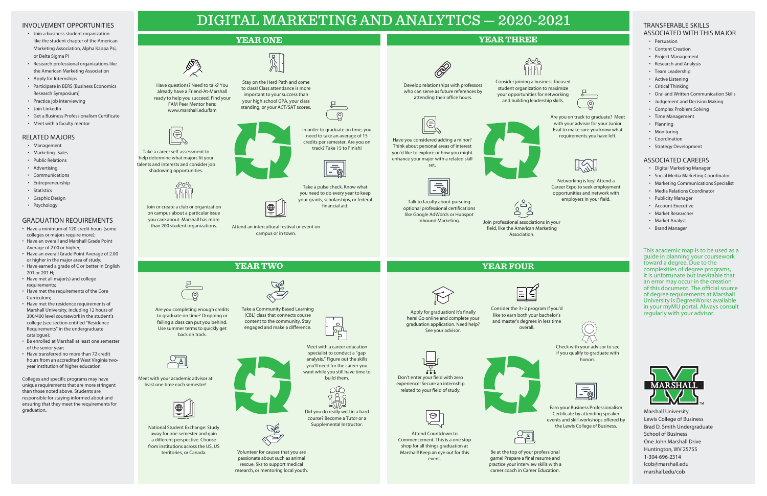# DIGITAL MARKETING AND ANALYTICS — 2020-2021

## INVOLVEMENT OPPORTUNITIES

- Join a business student organization like the student chapter of the American Marketing Association, Alpha Kappa Psi, or Delta Sigma Pi
- Research professional organizations like the American Marketing Association
- Apply for Internships
- Participate in BERS (Business Economics Research Symposium)
- Practice job interviewing
- Join LinkedIn
- Get a Business Professionalism Certificate
- Meet with a faculty mentor

## RELATED MAJORS

- Management
- Marketing- Sales
- Public Relations
- Advertising
- Communications
- Entrepreneurship
- Statistics
- Graphic Design
- Psychology

## GRADUATION REQUIREMENTS

- Have a minimum of 120 credit hours (some colleges or majors require more);
- Have an overall and Marshall Grade Point Average of 2.00 or higher;
- Have an overall Grade Point Average of 2.00 or higher in the major area of study;
- Have earned a grade of C or better in English 201 or 201 H;
- Have met all major(s) and college requirements;
- Have met the requirements of the Core Curriculum;
- Have met the residence requirements of Marshall University, including 12 hours of 300/400 level coursework in the student's college (see section entitled "Residence Requirements" in the undergraduate catalogue);
- Be enrolled at Marshall at least one semester of the senior year;
- Have transferred no more than 72 credit hours from an accredited West Virginia two-year institution of higher education.

Colleges and specific programs may have unique requirements that are more stringent than those noted above. Students are responsible for staying informed about and ensuring that they meet the requirements for graduation.

## YEAR ONE

Have questions? Need to talk? You already have a Friend-At-Marshall ready to help you succeed. Find your FAM Peer Mentor here: www.marshall.edu/fam

Stay on the Herd Path and come to class! Class attendance is more important to your success than your high school GPA, your class standing, or your ACT/SAT scores.

In order to graduate on time, you need to take an average of 15 credits per semester. Are you on track? Take 15 to Finish!

Take a career self-assessment to help determine what majors fit your talents and interests and consider job shadowing opportunities.

Take a pulse check. Know what you need to do every year to keep your grants, scholarships, or federal financial aid.

Join or create a club or organization on campus about a particular issue you care about. Marshall has more than 200 student organizations.

Attend an intercultural festival or event on campus or in town.

## YEAR TWO

Are you completing enough credits to graduate on time? Dropping or failing a class can put you behind. Use summer terms to quickly get back on track.

Take a Community Based Learning (CBL) class that connects course content to the community. Stay engaged and make a difference.

Meet with a career education specialist to conduct a "gap analysis." Figure out the skills you'll need for the career you want while you still have time to build them.

Meet with your academic advisor at least one time each semester!

Did you do really well in a hard course? Become a Tutor or a Supplemental Instructor.

National Student Exchange: Study away for one semester and gain a different perspective. Choose from institutions across the US, US territories, or Canada.

Volunteer for causes that you are passionate about such as animal rescue, 5ks to support medical research, or mentoring local youth.

## YEAR THREE

Develop relationships with professors who can serve as future references by attending their office hours.

Consider joining a business-focused student organization to maximize your opportunities for networking and building leadership skills.

Are you on track to graduate? Meet with your advisor for your Junior Eval to make sure you know what requirements you have left.

Have you considered adding a minor? Think about personal areas of interest you'd like to explore or how you might enhance your major with a related skill set.

Networking is key! Attend a Career Expo to seek employment opportunities and network with employers in your field.

Talk to faculty about pursuing optional professional certifications like Google AdWords or Hubspot Inbound Marketing.

Join professional associations in your field, like the American Marketing Association.

## YEAR FOUR

Apply for graduation! It's finally here! Go online and complete your graduation application. Need help? See your advisor.

Consider the 3+2 program if you'd like to earn both your bachelor's and master's degrees in less time overall.

Check with your advisor to see if you qualify to graduate with honors.

Don't enter your field with zero experience! Secure an internship related to your field of study.

Earn your Business Professionalism Certificate by attending speaker events and skill workshops offered by the Lewis College of Business.

Attend Countdown to Commencement. This is a one stop shop for all things graduation at Marshall! Keep an eye out for this event.

Be at the top of your professional game! Prepare a final resume and practice your interview skills with a career coach in Career Education.

## TRANSFERABLE SKILLS ASSOCIATED WITH THIS MAJOR

- Persuasion
- Content Creation
- Project Management
- Research and Analysis
- Team Leadership
- Active Listening
- Critical Thinking
- Oral and Written Communication Skills
- Judgement and Decision Making
- Complex Problem Solving
- Time Management
- Planning
- Monitoring
- Coordination
- Strategy Development

## ASSOCIATED CAREERS

- Digital Marketing Manager
- Social Media Marketing Coordinator
- Marketing Communications Specialist
- Media Relations Coordinator
- Publicity Manager
- Account Executive
- Market Researcher
- Market Analyst
- Brand Manager

This academic map is to be used as a guide in planning your coursework toward a degree. Due to the complexities of degree programs, it is unfortunate but inevitable that an error may occur in the creation of this document. The official source of degree requirements at Marshall University is DegreeWorks available in your myMU portal. Always consult regularly with your advisor.

MARSHALL

Marshall University
Lewis College of Business
Brad D. Smith Undergraduate School of Business
One John Marshall Drive
Huntington, WV 25755
1-304-696-2314
lcob@marshall.edu
marshall.edu/cob